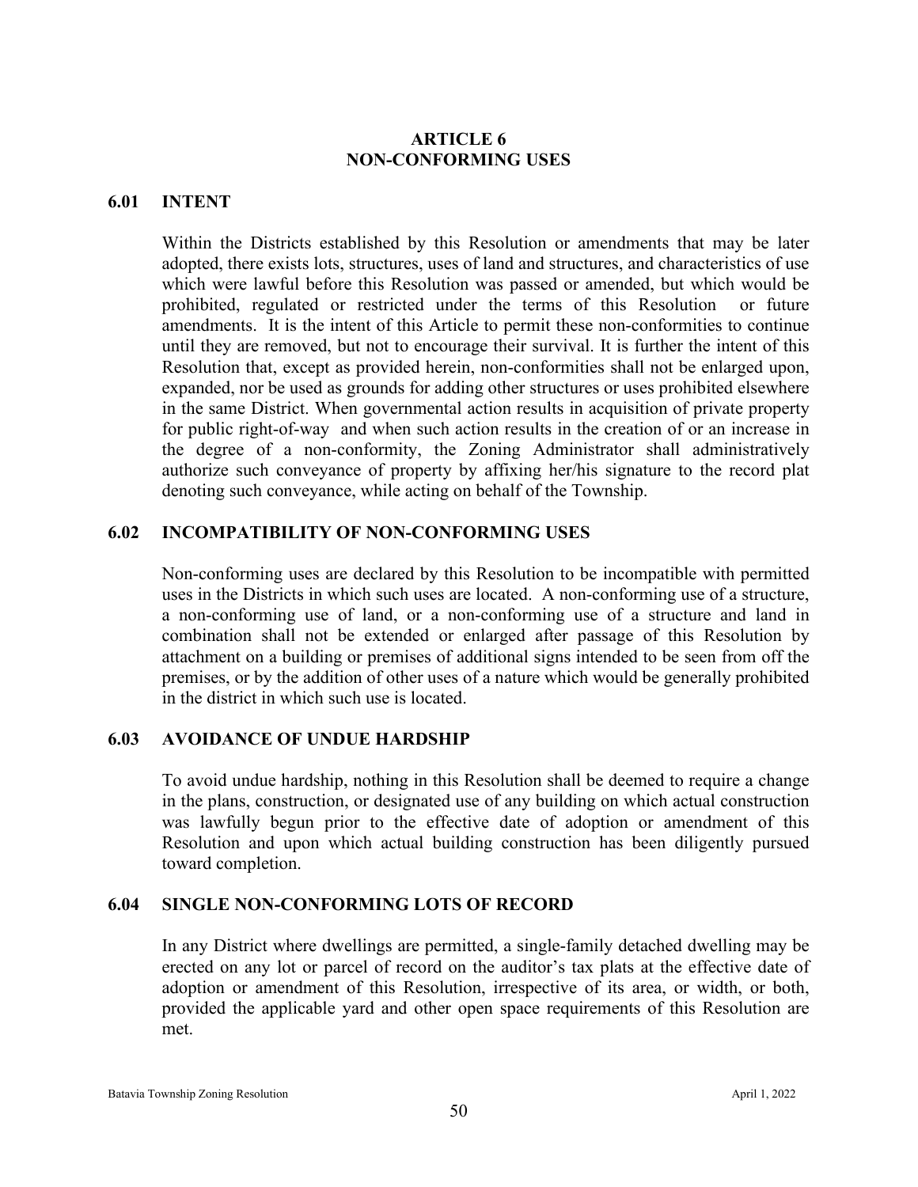# ARTICLE 6
# NON-CONFORMING USES

## 6.01 INTENT

Within the Districts established by this Resolution or amendments that may be later adopted, there exists lots, structures, uses of land and structures, and characteristics of use which were lawful before this Resolution was passed or amended, but which would be prohibited, regulated or restricted under the terms of this Resolution or future amendments. It is the intent of this Article to permit these non-conformities to continue until they are removed, but not to encourage their survival. It is further the intent of this Resolution that, except as provided herein, non-conformities shall not be enlarged upon, expanded, nor be used as grounds for adding other structures or uses prohibited elsewhere in the same District. When governmental action results in acquisition of private property for public right-of-way and when such action results in the creation of or an increase in the degree of a non-conformity, the Zoning Administrator shall administratively authorize such conveyance of property by affixing her/his signature to the record plat denoting such conveyance, while acting on behalf of the Township.

## 6.02 INCOMPATIBILITY OF NON-CONFORMING USES

Non-conforming uses are declared by this Resolution to be incompatible with permitted uses in the Districts in which such uses are located. A non-conforming use of a structure, a non-conforming use of land, or a non-conforming use of a structure and land in combination shall not be extended or enlarged after passage of this Resolution by attachment on a building or premises of additional signs intended to be seen from off the premises, or by the addition of other uses of a nature which would be generally prohibited in the district in which such use is located.

## 6.03 AVOIDANCE OF UNDUE HARDSHIP

To avoid undue hardship, nothing in this Resolution shall be deemed to require a change in the plans, construction, or designated use of any building on which actual construction was lawfully begun prior to the effective date of adoption or amendment of this Resolution and upon which actual building construction has been diligently pursued toward completion.

## 6.04 SINGLE NON-CONFORMING LOTS OF RECORD

In any District where dwellings are permitted, a single-family detached dwelling may be erected on any lot or parcel of record on the auditor's tax plats at the effective date of adoption or amendment of this Resolution, irrespective of its area, or width, or both, provided the applicable yard and other open space requirements of this Resolution are met.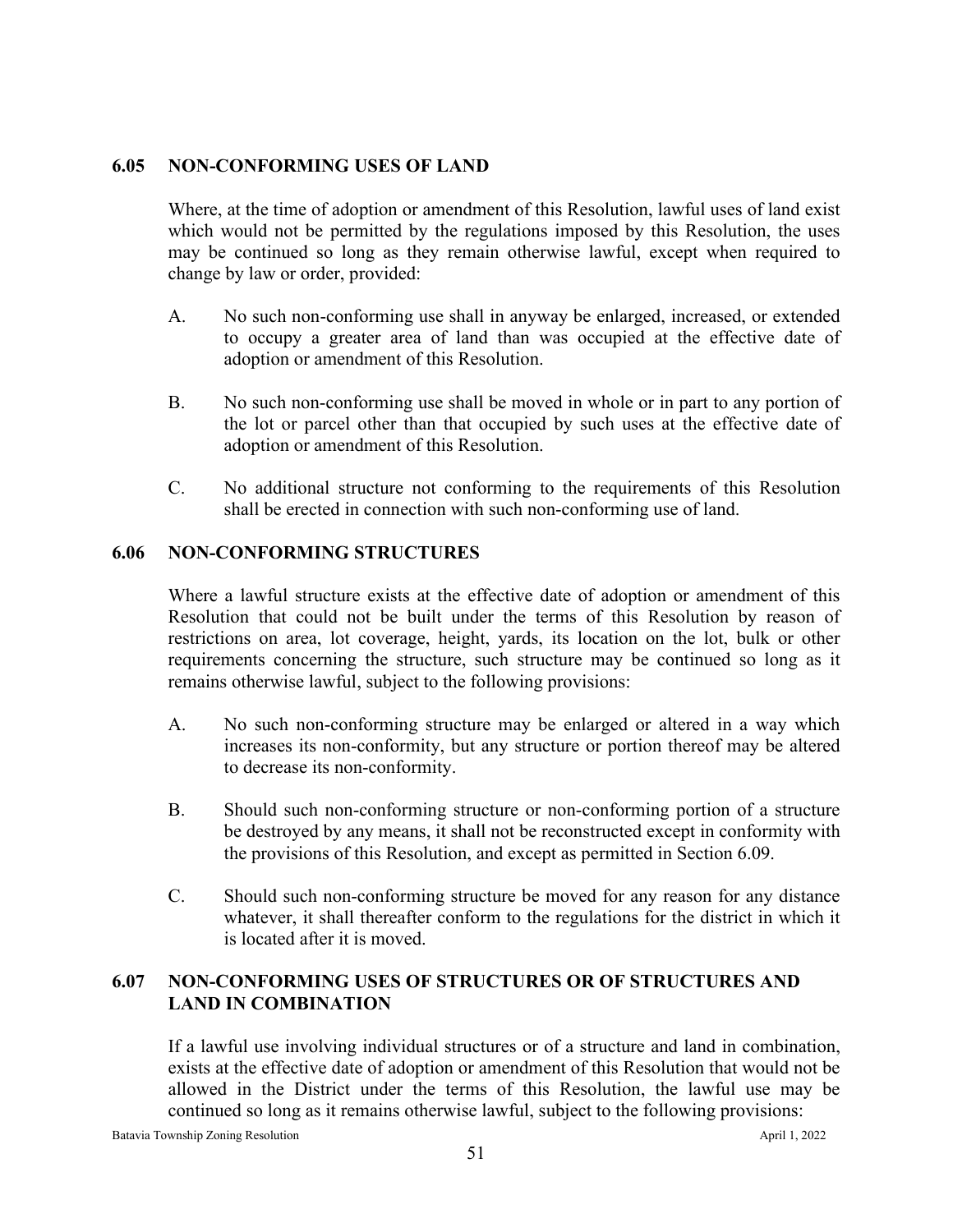## 6.05 NON-CONFORMING USES OF LAND

Where, at the time of adoption or amendment of this Resolution, lawful uses of land exist which would not be permitted by the regulations imposed by this Resolution, the uses may be continued so long as they remain otherwise lawful, except when required to change by law or order, provided:

A. No such non-conforming use shall in anyway be enlarged, increased, or extended to occupy a greater area of land than was occupied at the effective date of adoption or amendment of this Resolution.

B. No such non-conforming use shall be moved in whole or in part to any portion of the lot or parcel other than that occupied by such uses at the effective date of adoption or amendment of this Resolution.

C. No additional structure not conforming to the requirements of this Resolution shall be erected in connection with such non-conforming use of land.

## 6.06 NON-CONFORMING STRUCTURES

Where a lawful structure exists at the effective date of adoption or amendment of this Resolution that could not be built under the terms of this Resolution by reason of restrictions on area, lot coverage, height, yards, its location on the lot, bulk or other requirements concerning the structure, such structure may be continued so long as it remains otherwise lawful, subject to the following provisions:

A. No such non-conforming structure may be enlarged or altered in a way which increases its non-conformity, but any structure or portion thereof may be altered to decrease its non-conformity.

B. Should such non-conforming structure or non-conforming portion of a structure be destroyed by any means, it shall not be reconstructed except in conformity with the provisions of this Resolution, and except as permitted in Section 6.09.

C. Should such non-conforming structure be moved for any reason for any distance whatever, it shall thereafter conform to the regulations for the district in which it is located after it is moved.

## 6.07 NON-CONFORMING USES OF STRUCTURES OR OF STRUCTURES AND LAND IN COMBINATION

If a lawful use involving individual structures or of a structure and land in combination, exists at the effective date of adoption or amendment of this Resolution that would not be allowed in the District under the terms of this Resolution, the lawful use may be continued so long as it remains otherwise lawful, subject to the following provisions: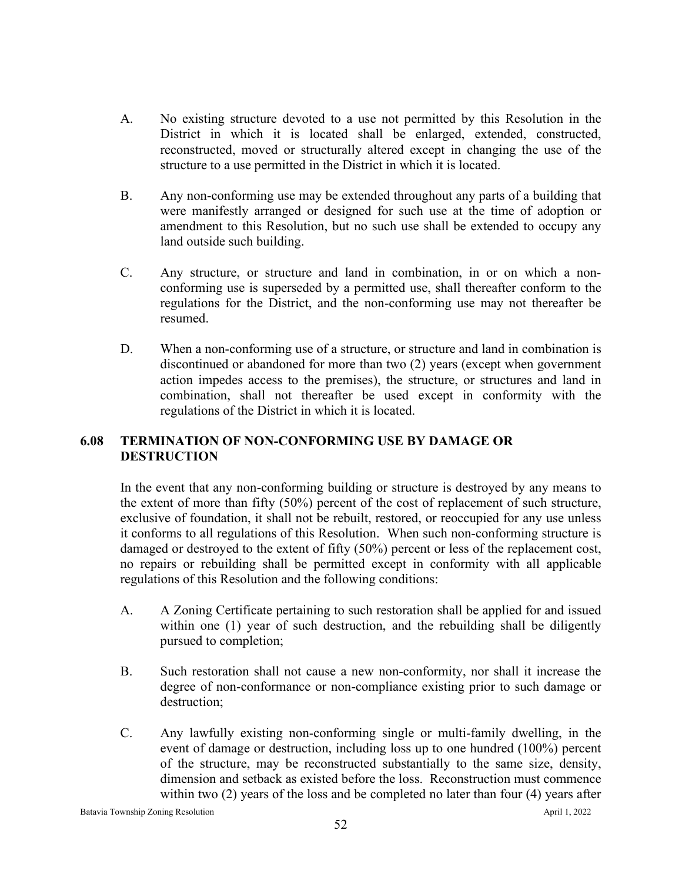A. No existing structure devoted to a use not permitted by this Resolution in the District in which it is located shall be enlarged, extended, constructed, reconstructed, moved or structurally altered except in changing the use of the structure to a use permitted in the District in which it is located.

B. Any non-conforming use may be extended throughout any parts of a building that were manifestly arranged or designed for such use at the time of adoption or amendment to this Resolution, but no such use shall be extended to occupy any land outside such building.

C. Any structure, or structure and land in combination, in or on which a non-conforming use is superseded by a permitted use, shall thereafter conform to the regulations for the District, and the non-conforming use may not thereafter be resumed.

D. When a non-conforming use of a structure, or structure and land in combination is discontinued or abandoned for more than two (2) years (except when government action impedes access to the premises), the structure, or structures and land in combination, shall not thereafter be used except in conformity with the regulations of the District in which it is located.

## 6.08 TERMINATION OF NON-CONFORMING USE BY DAMAGE OR DESTRUCTION

In the event that any non-conforming building or structure is destroyed by any means to the extent of more than fifty (50%) percent of the cost of replacement of such structure, exclusive of foundation, it shall not be rebuilt, restored, or reoccupied for any use unless it conforms to all regulations of this Resolution. When such non-conforming structure is damaged or destroyed to the extent of fifty (50%) percent or less of the replacement cost, no repairs or rebuilding shall be permitted except in conformity with all applicable regulations of this Resolution and the following conditions:

A. A Zoning Certificate pertaining to such restoration shall be applied for and issued within one (1) year of such destruction, and the rebuilding shall be diligently pursued to completion;

B. Such restoration shall not cause a new non-conformity, nor shall it increase the degree of non-conformance or non-compliance existing prior to such damage or destruction;

C. Any lawfully existing non-conforming single or multi-family dwelling, in the event of damage or destruction, including loss up to one hundred (100%) percent of the structure, may be reconstructed substantially to the same size, density, dimension and setback as existed before the loss. Reconstruction must commence within two (2) years of the loss and be completed no later than four (4) years after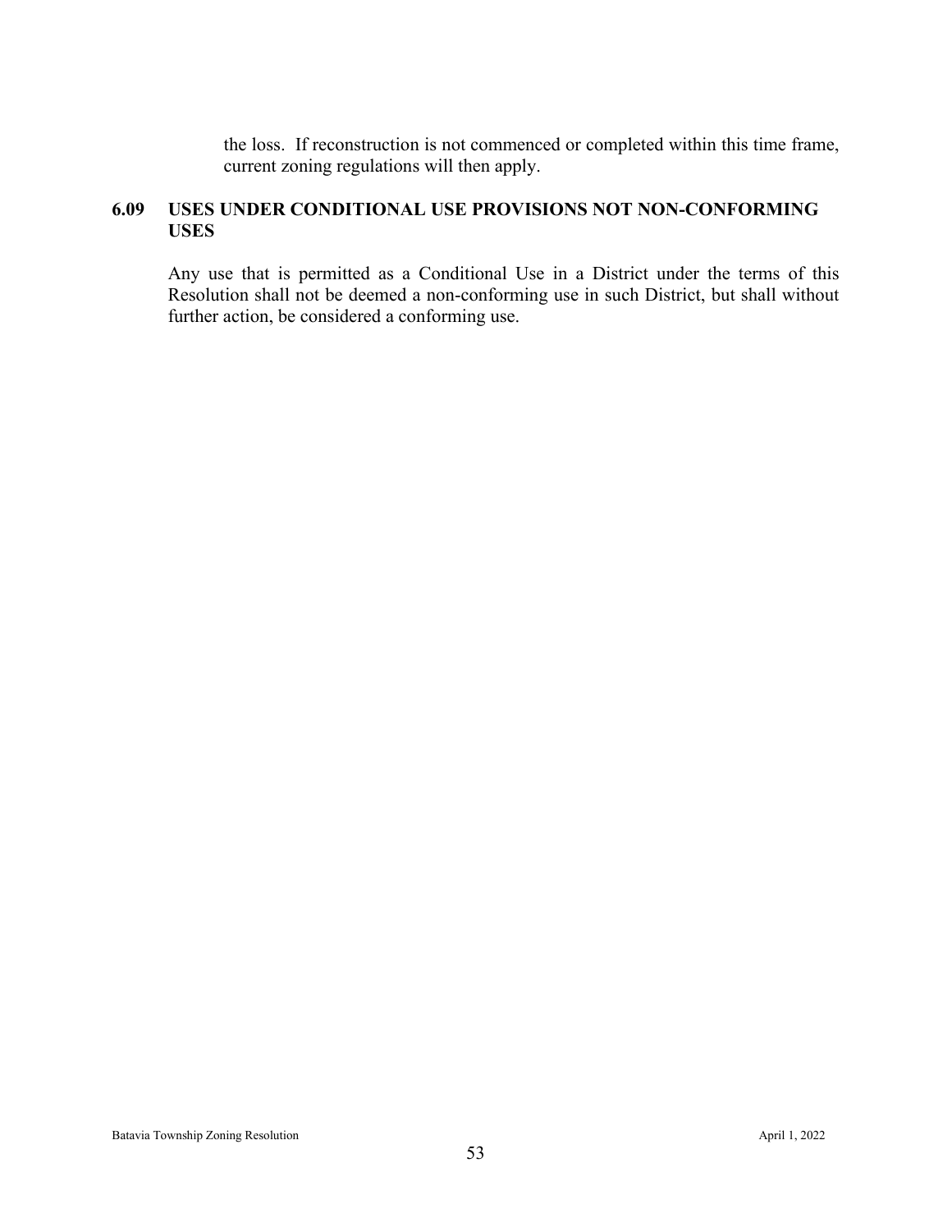the loss. If reconstruction is not commenced or completed within this time frame, current zoning regulations will then apply.

### 6.09 USES UNDER CONDITIONAL USE PROVISIONS NOT NON-CONFORMING USES

Any use that is permitted as a Conditional Use in a District under the terms of this Resolution shall not be deemed a non-conforming use in such District, but shall without further action, be considered a conforming use.